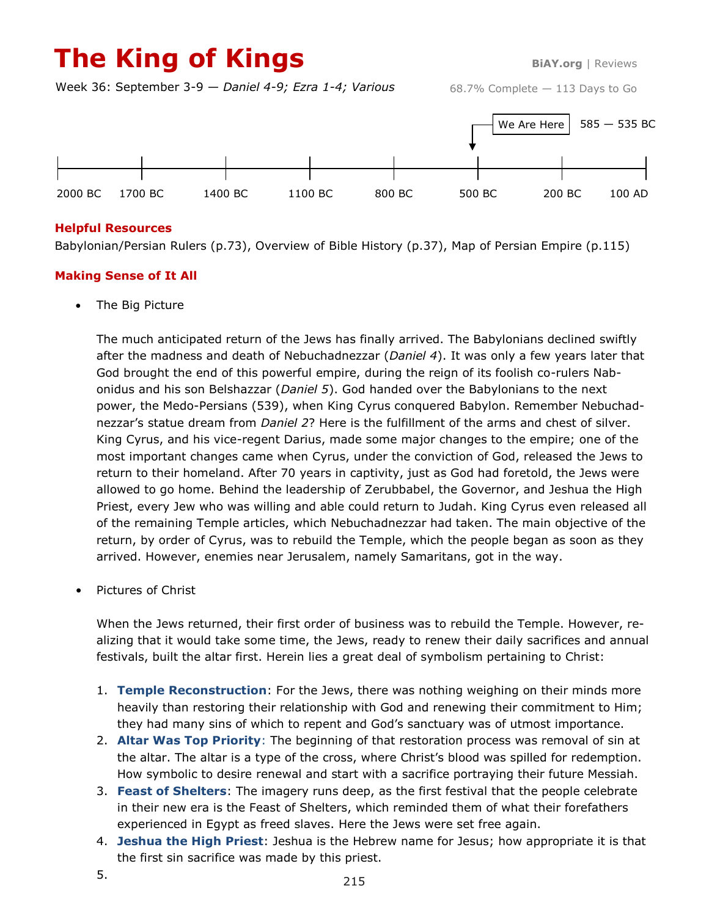# The King of Kings

BiAY.org | Reviews

Week 36: September 3-9 — *Daniel 4-9; Ezra 1-4; Various*

68.7% Complete — 113 Days to Go

We Are Here 585 — 535 BC

2000 BC 1700 BC 1400 BC 1100 BC 800 BC 500 BC 200 BC 100 AD

**Helpful Resources**

Babylonian/Persian Rulers (p.73), Overview of Bible History (p.37), Map of Persian Empire (p.115)

**Making Sense of It All**

- The Big Picture

  The much anticipated return of the Jews has finally arrived. The Babylonians declined swiftly after the madness and death of Nebuchadnezzar (*Daniel 4*). It was only a few years later that God brought the end of this powerful empire, during the reign of its foolish co-rulers Nabonidus and his son Belshazzar (*Daniel 5*). God handed over the Babylonians to the next power, the Medo-Persians (539), when King Cyrus conquered Babylon. Remember Nebuchadnezzar's statue dream from *Daniel 2*? Here is the fulfillment of the arms and chest of silver. King Cyrus, and his vice-regent Darius, made some major changes to the empire; one of the most important changes came when Cyrus, under the conviction of God, released the Jews to return to their homeland. After 70 years in captivity, just as God had foretold, the Jews were allowed to go home. Behind the leadership of Zerubbabel, the Governor, and Jeshua the High Priest, every Jew who was willing and able could return to Judah. King Cyrus even released all of the remaining Temple articles, which Nebuchadnezzar had taken. The main objective of the return, by order of Cyrus, was to rebuild the Temple, which the people began as soon as they arrived. However, enemies near Jerusalem, namely Samaritans, got in the way.

- Pictures of Christ

  When the Jews returned, their first order of business was to rebuild the Temple. However, realizing that it would take some time, the Jews, ready to renew their daily sacrifices and annual festivals, built the altar first. Herein lies a great deal of symbolism pertaining to Christ:

  1. **Temple Reconstruction**: For the Jews, there was nothing weighing on their minds more heavily than restoring their relationship with God and renewing their commitment to Him; they had many sins of which to repent and God's sanctuary was of utmost importance.
  2. **Altar Was Top Priority**: The beginning of that restoration process was removal of sin at the altar. The altar is a type of the cross, where Christ's blood was spilled for redemption. How symbolic to desire renewal and start with a sacrifice portraying their future Messiah.
  3. **Feast of Shelters**: The imagery runs deep, as the first festival that the people celebrate in their new era is the Feast of Shelters, which reminded them of what their forefathers experienced in Egypt as freed slaves. Here the Jews were set free again.
  4. **Jeshua the High Priest**: Jeshua is the Hebrew name for Jesus; how appropriate it is that the first sin sacrifice was made by this priest.
  5.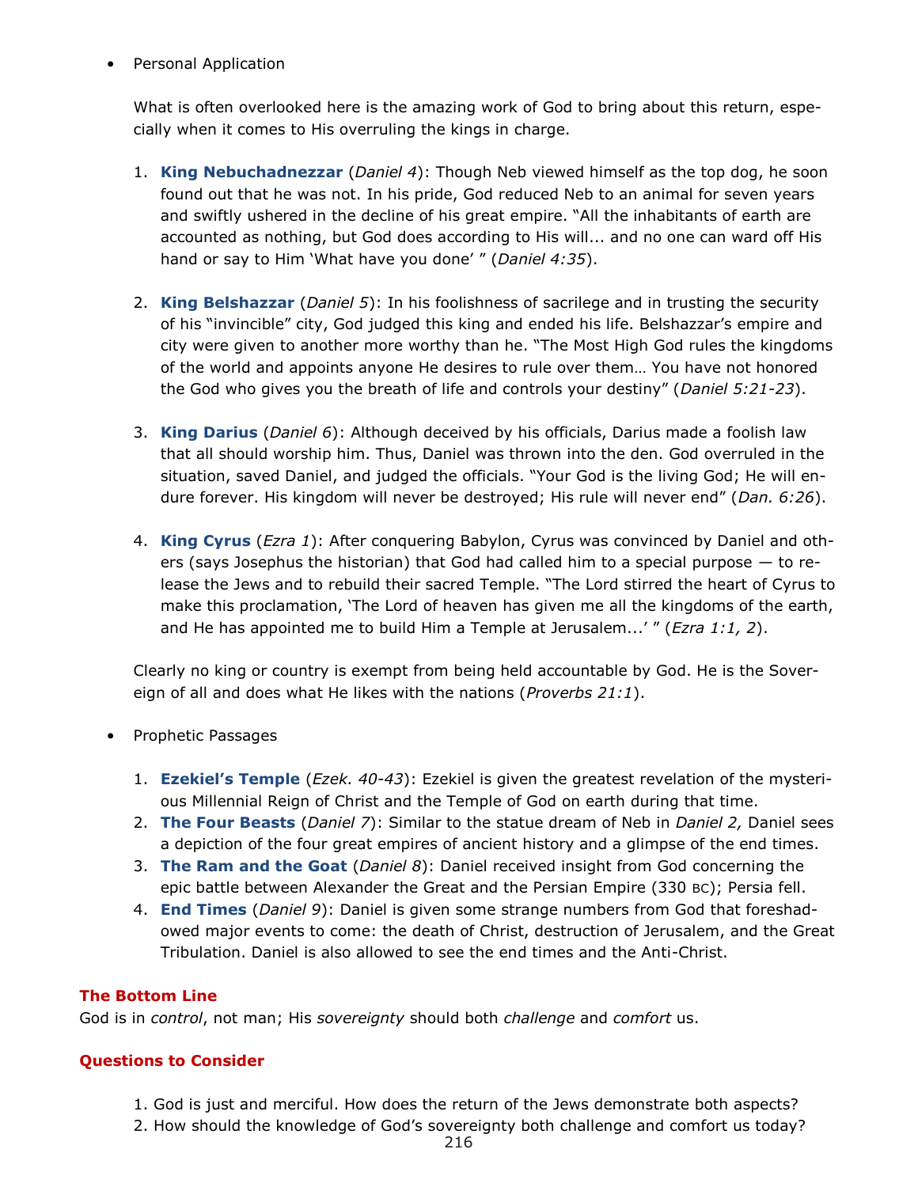- Personal Application

  What is often overlooked here is the amazing work of God to bring about this return, especially when it comes to His overruling the kings in charge.

  1. **King Nebuchadnezzar** (*Daniel 4*): Though Neb viewed himself as the top dog, he soon found out that he was not. In his pride, God reduced Neb to an animal for seven years and swiftly ushered in the decline of his great empire. "All the inhabitants of earth are accounted as nothing, but God does according to His will... and no one can ward off His hand or say to Him 'What have you done' " (*Daniel 4:35*).

  2. **King Belshazzar** (*Daniel 5*): In his foolishness of sacrilege and in trusting the security of his "invincible" city, God judged this king and ended his life. Belshazzar's empire and city were given to another more worthy than he. "The Most High God rules the kingdoms of the world and appoints anyone He desires to rule over them… You have not honored the God who gives you the breath of life and controls your destiny" (*Daniel 5:21-23*).

  3. **King Darius** (*Daniel 6*): Although deceived by his officials, Darius made a foolish law that all should worship him. Thus, Daniel was thrown into the den. God overruled in the situation, saved Daniel, and judged the officials. "Your God is the living God; He will endure forever. His kingdom will never be destroyed; His rule will never end" (*Dan. 6:26*).

  4. **King Cyrus** (*Ezra 1*): After conquering Babylon, Cyrus was convinced by Daniel and others (says Josephus the historian) that God had called him to a special purpose — to release the Jews and to rebuild their sacred Temple. "The Lord stirred the heart of Cyrus to make this proclamation, 'The Lord of heaven has given me all the kingdoms of the earth, and He has appointed me to build Him a Temple at Jerusalem...' " (*Ezra 1:1, 2*).

  Clearly no king or country is exempt from being held accountable by God. He is the Sovereign of all and does what He likes with the nations (*Proverbs 21:1*).

- Prophetic Passages

  1. **Ezekiel's Temple** (*Ezek. 40-43*): Ezekiel is given the greatest revelation of the mysterious Millennial Reign of Christ and the Temple of God on earth during that time.
  2. **The Four Beasts** (*Daniel 7*): Similar to the statue dream of Neb in *Daniel 2,* Daniel sees a depiction of the four great empires of ancient history and a glimpse of the end times.
  3. **The Ram and the Goat** (*Daniel 8*): Daniel received insight from God concerning the epic battle between Alexander the Great and the Persian Empire (330 BC); Persia fell.
  4. **End Times** (*Daniel 9*): Daniel is given some strange numbers from God that foreshadowed major events to come: the death of Christ, destruction of Jerusalem, and the Great Tribulation. Daniel is also allowed to see the end times and the Anti-Christ.

### The Bottom Line

God is in *control*, not man; His *sovereignty* should both *challenge* and *comfort* us.

### Questions to Consider

1. God is just and merciful. How does the return of the Jews demonstrate both aspects?
2. How should the knowledge of God's sovereignty both challenge and comfort us today?